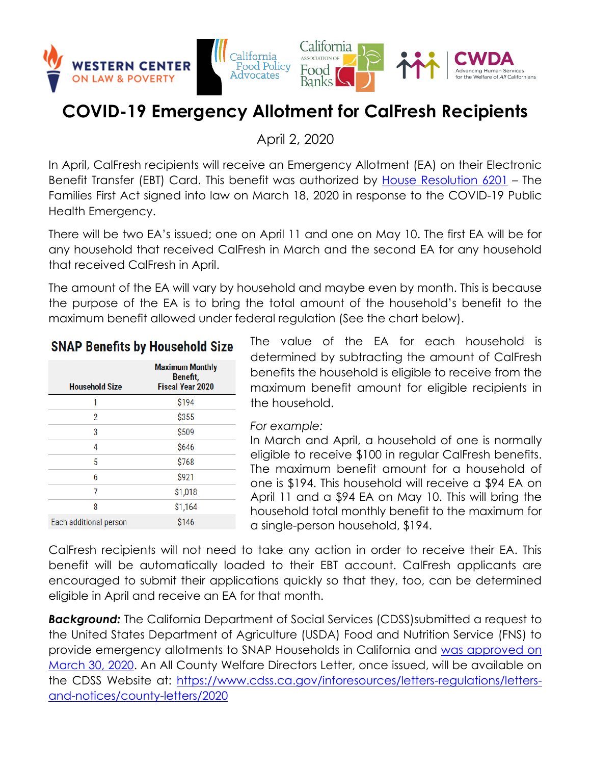# COVID-19 Emergency Allotment for CalFresh Recipients

April 2, 2020

In April, CalFresh recipients will receive an Emergency Allotment (EA) on their Electronic Benefit Transfer (EBT) Card. This benefit was authorized by House Resolution 6201 – The Families First Act signed into law on March 18, 2020 in response to the COVID-19 Public Health Emergency.

There will be two EA's issued; one on April 11 and one on May 10. The first EA will be for any household that received CalFresh in March and the second EA for any household that received CalFresh in April.

The amount of the EA will vary by household and maybe even by month. This is because the purpose of the EA is to bring the total amount of the household's benefit to the maximum benefit allowed under federal regulation (See the chart below).

## SNAP Benefits by Household Size

| Household Size | Maximum Monthly Benefit, Fiscal Year 2020 |
|---|---|
| 1 | $194 |
| 2 | $355 |
| 3 | $509 |
| 4 | $646 |
| 5 | $768 |
| 6 | $921 |
| 7 | $1,018 |
| 8 | $1,164 |
| Each additional person | $146 |

The value of the EA for each household is determined by subtracting the amount of CalFresh benefits the household is eligible to receive from the maximum benefit amount for eligible recipients in the household.

*For example:*
In March and April, a household of one is normally eligible to receive $100 in regular CalFresh benefits. The maximum benefit amount for a household of one is $194. This household will receive a $94 EA on April 11 and a $94 EA on May 10. This will bring the household total monthly benefit to the maximum for a single-person household, $194.

CalFresh recipients will not need to take any action in order to receive their EA. This benefit will be automatically loaded to their EBT account. CalFresh applicants are encouraged to submit their applications quickly so that they, too, can be determined eligible in April and receive an EA for that month.

***Background:*** The California Department of Social Services (CDSS)submitted a request to the United States Department of Agriculture (USDA) Food and Nutrition Service (FNS) to provide emergency allotments to SNAP Households in California and was approved on March 30, 2020. An All County Welfare Directors Letter, once issued, will be available on the CDSS Website at: https://www.cdss.ca.gov/inforesources/letters-regulations/letters-and-notices/county-letters/2020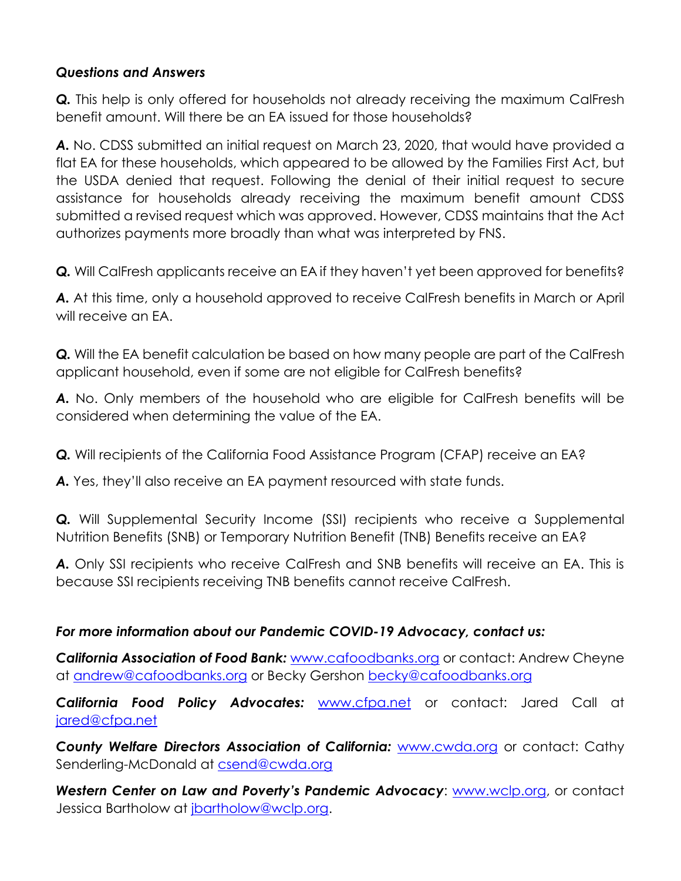### *Questions and Answers*

***Q.*** This help is only offered for households not already receiving the maximum CalFresh benefit amount. Will there be an EA issued for those households?

***A.*** No. CDSS submitted an initial request on March 23, 2020, that would have provided a flat EA for these households, which appeared to be allowed by the Families First Act, but the USDA denied that request. Following the denial of their initial request to secure assistance for households already receiving the maximum benefit amount CDSS submitted a revised request which was approved. However, CDSS maintains that the Act authorizes payments more broadly than what was interpreted by FNS.

***Q.*** Will CalFresh applicants receive an EA if they haven't yet been approved for benefits?

***A.*** At this time, only a household approved to receive CalFresh benefits in March or April will receive an EA.

***Q.*** Will the EA benefit calculation be based on how many people are part of the CalFresh applicant household, even if some are not eligible for CalFresh benefits?

***A.*** No. Only members of the household who are eligible for CalFresh benefits will be considered when determining the value of the EA.

***Q.*** Will recipients of the California Food Assistance Program (CFAP) receive an EA?

***A.*** Yes, they'll also receive an EA payment resourced with state funds.

***Q.*** Will Supplemental Security Income (SSI) recipients who receive a Supplemental Nutrition Benefits (SNB) or Temporary Nutrition Benefit (TNB) Benefits receive an EA?

***A.*** Only SSI recipients who receive CalFresh and SNB benefits will receive an EA. This is because SSI recipients receiving TNB benefits cannot receive CalFresh.

### *For more information about our Pandemic COVID-19 Advocacy, contact us:*

***California Association of Food Bank:*** [www.cafoodbanks.org](http://www.cafoodbanks.org) or contact: Andrew Cheyne at [andrew@cafoodbanks.org](mailto:andrew@cafoodbanks.org) or Becky Gershon [becky@cafoodbanks.org](mailto:becky@cafoodbanks.org)

***California Food Policy Advocates:*** [www.cfpa.net](http://www.cfpa.net) or contact: Jared Call at [jared@cfpa.net](mailto:jared@cfpa.net)

***County Welfare Directors Association of California:*** [www.cwda.org](http://www.cwda.org) or contact: Cathy Senderling-McDonald at [csend@cwda.org](mailto:csend@cwda.org)

***Western Center on Law and Poverty's Pandemic Advocacy***: [www.wclp.org](http://www.wclp.org), or contact Jessica Bartholow at [jbartholow@wclp.org](mailto:jbartholow@wclp.org).